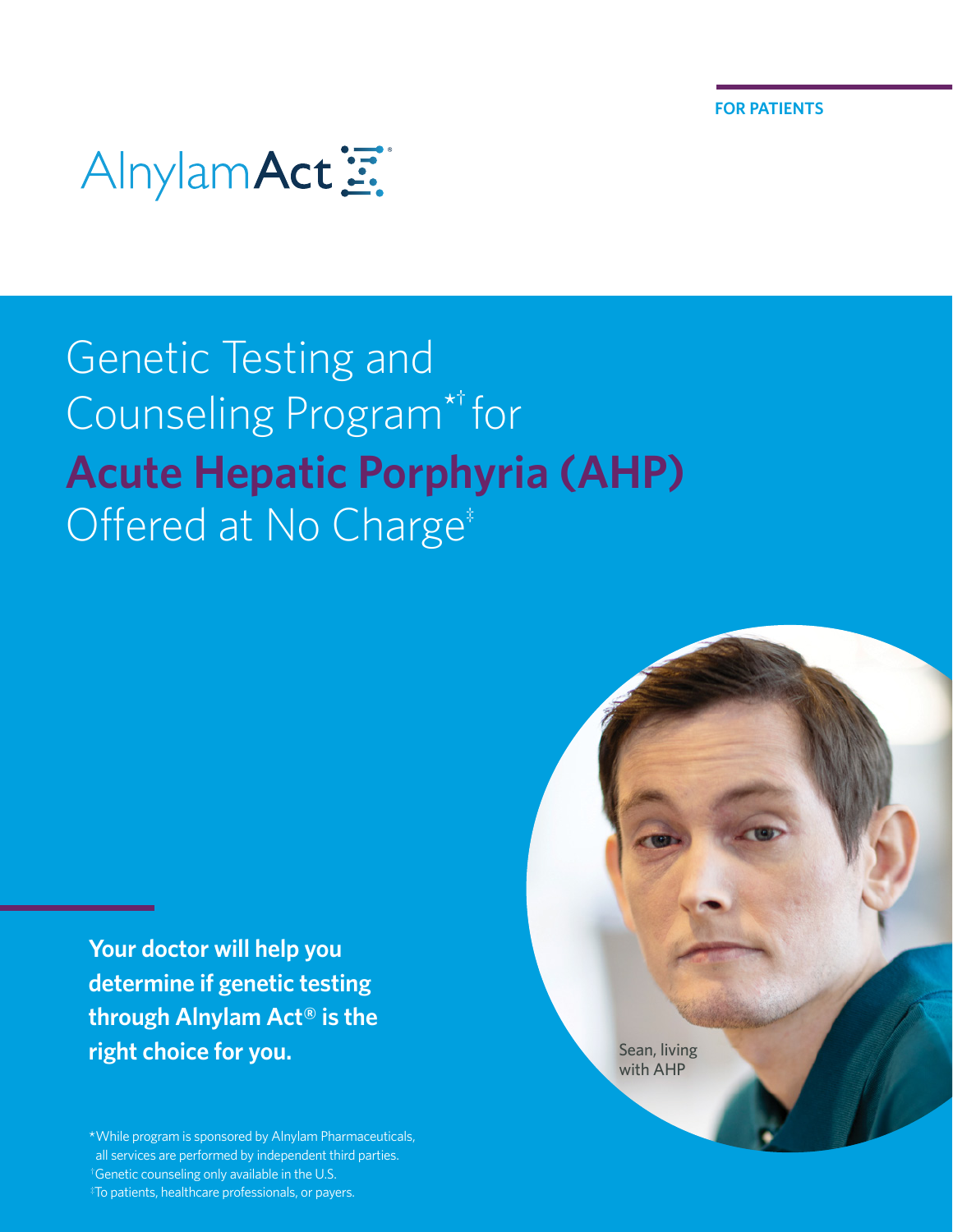FOR PATIENTS

AlnylamAct®

# Genetic Testing and Counseling Program*† for **Acute Hepatic Porphyria (AHP)** Offered at No Charge‡

**Your doctor will help you determine if genetic testing through Alnylam Act® is the right choice for you.**

Sean, living with AHP

*While program is sponsored by Alnylam Pharmaceuticals, all services are performed by independent third parties.
†Genetic counseling only available in the U.S.
‡To patients, healthcare professionals, or payers.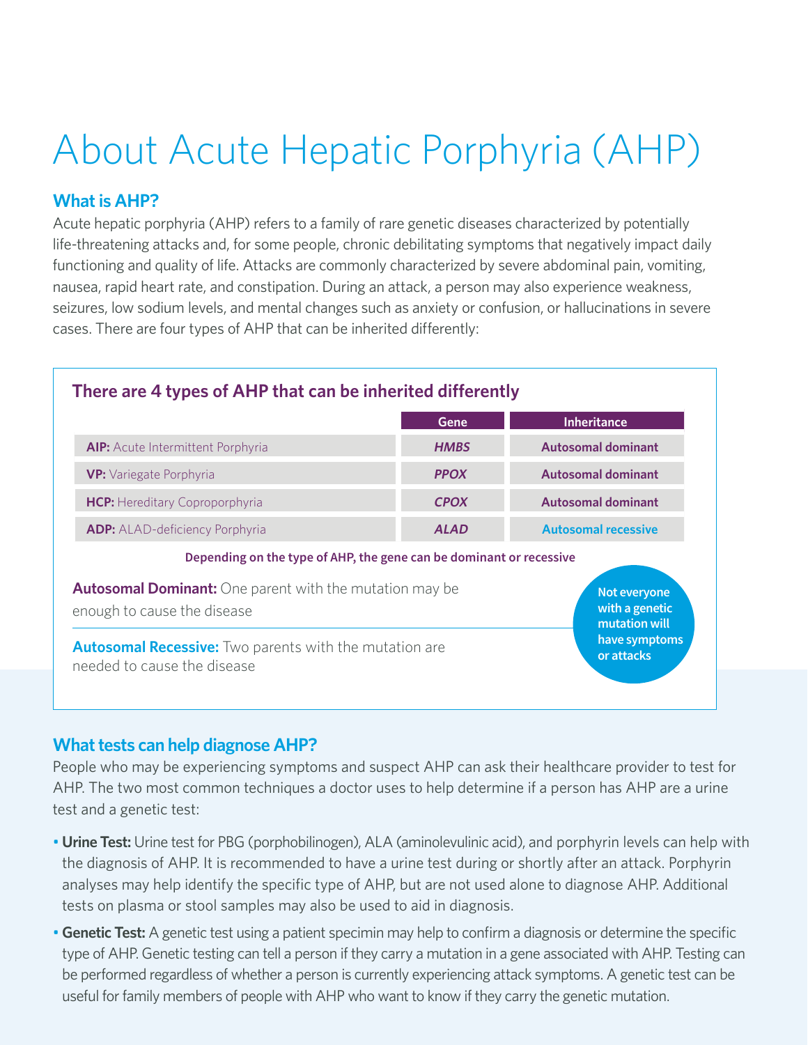# About Acute Hepatic Porphyria (AHP)

## What is AHP?

Acute hepatic porphyria (AHP) refers to a family of rare genetic diseases characterized by potentially life-threatening attacks and, for some people, chronic debilitating symptoms that negatively impact daily functioning and quality of life. Attacks are commonly characterized by severe abdominal pain, vomiting, nausea, rapid heart rate, and constipation. During an attack, a person may also experience weakness, seizures, low sodium levels, and mental changes such as anxiety or confusion, or hallucinations in severe cases. There are four types of AHP that can be inherited differently:

### There are 4 types of AHP that can be inherited differently

| | Gene | Inheritance |
|---|---|---|
| **AIP:** Acute Intermittent Porphyria | ***HMBS*** | **Autosomal dominant** |
| **VP:** Variegate Porphyria | ***PPOX*** | **Autosomal dominant** |
| **HCP:** Hereditary Coproporphyria | ***CPOX*** | **Autosomal dominant** |
| **ADP:** ALAD-deficiency Porphyria | ***ALAD*** | **Autosomal recessive** |

**Depending on the type of AHP, the gene can be dominant or recessive**

**Autosomal Dominant:** One parent with the mutation may be enough to cause the disease

**Autosomal Recessive:** Two parents with the mutation are needed to cause the disease

**Not everyone with a genetic mutation will have symptoms or attacks**

## What tests can help diagnose AHP?

People who may be experiencing symptoms and suspect AHP can ask their healthcare provider to test for AHP. The two most common techniques a doctor uses to help determine if a person has AHP are a urine test and a genetic test:

- **Urine Test:** Urine test for PBG (porphobilinogen), ALA (aminolevulinic acid), and porphyrin levels can help with the diagnosis of AHP. It is recommended to have a urine test during or shortly after an attack. Porphyrin analyses may help identify the specific type of AHP, but are not used alone to diagnose AHP. Additional tests on plasma or stool samples may also be used to aid in diagnosis.
- **Genetic Test:** A genetic test using a patient specimin may help to confirm a diagnosis or determine the specific type of AHP. Genetic testing can tell a person if they carry a mutation in a gene associated with AHP. Testing can be performed regardless of whether a person is currently experiencing attack symptoms. A genetic test can be useful for family members of people with AHP who want to know if they carry the genetic mutation.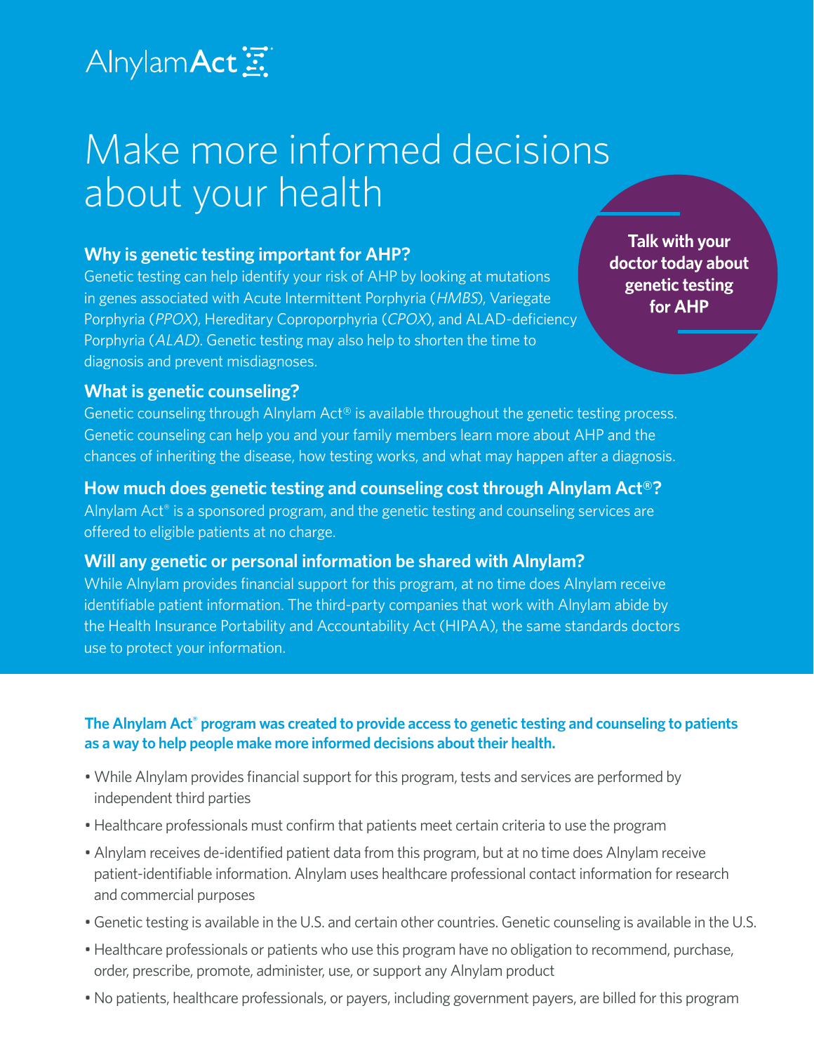AlnylamAct

# Make more informed decisions about your health

**Talk with your doctor today about genetic testing for AHP**

### Why is genetic testing important for AHP?

Genetic testing can help identify your risk of AHP by looking at mutations in genes associated with Acute Intermittent Porphyria (*HMBS*), Variegate Porphyria (*PPOX*), Hereditary Coproporphyria (*CPOX*), and ALAD-deficiency Porphyria (*ALAD*). Genetic testing may also help to shorten the time to diagnosis and prevent misdiagnoses.

### What is genetic counseling?

Genetic counseling through Alnylam Act® is available throughout the genetic testing process. Genetic counseling can help you and your family members learn more about AHP and the chances of inheriting the disease, how testing works, and what may happen after a diagnosis.

### How much does genetic testing and counseling cost through Alnylam Act®?

Alnylam Act® is a sponsored program, and the genetic testing and counseling services are offered to eligible patients at no charge.

### Will any genetic or personal information be shared with Alnylam?

While Alnylam provides financial support for this program, at no time does Alnylam receive identifiable patient information. The third-party companies that work with Alnylam abide by the Health Insurance Portability and Accountability Act (HIPAA), the same standards doctors use to protect your information.

**The Alnylam Act® program was created to provide access to genetic testing and counseling to patients as a way to help people make more informed decisions about their health.**

- While Alnylam provides financial support for this program, tests and services are performed by independent third parties
- Healthcare professionals must confirm that patients meet certain criteria to use the program
- Alnylam receives de-identified patient data from this program, but at no time does Alnylam receive patient-identifiable information. Alnylam uses healthcare professional contact information for research and commercial purposes
- Genetic testing is available in the U.S. and certain other countries. Genetic counseling is available in the U.S.
- Healthcare professionals or patients who use this program have no obligation to recommend, purchase, order, prescribe, promote, administer, use, or support any Alnylam product
- No patients, healthcare professionals, or payers, including government payers, are billed for this program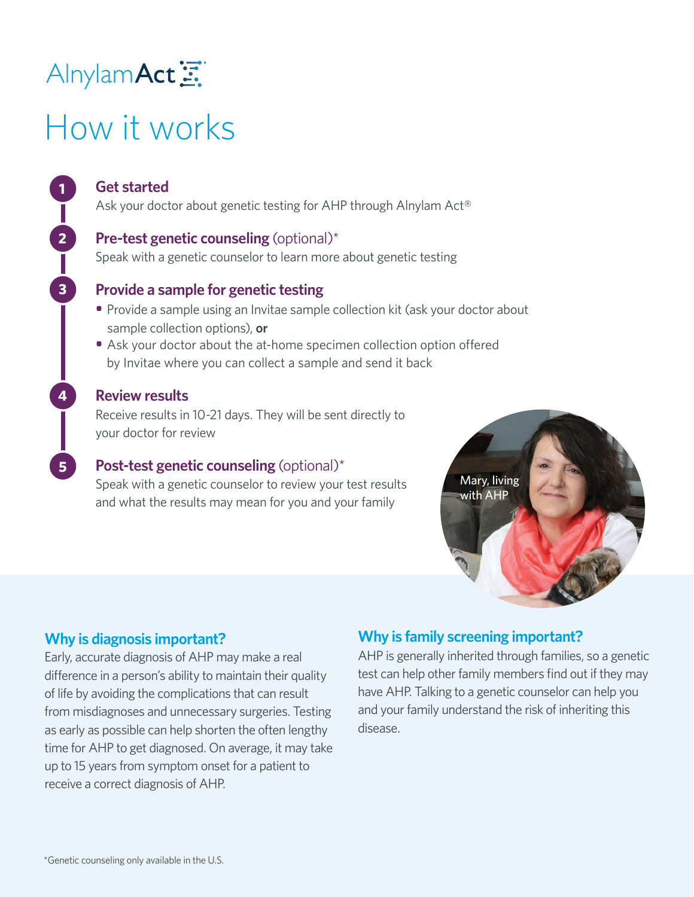AlnylamAct®

# How it works

1. **Get started**
   Ask your doctor about genetic testing for AHP through Alnylam Act®

2. **Pre-test genetic counseling** (optional)*
   Speak with a genetic counselor to learn more about genetic testing

3. **Provide a sample for genetic testing**
   - Provide a sample using an Invitae sample collection kit (ask your doctor about sample collection options), **or**
   - Ask your doctor about the at-home specimen collection option offered by Invitae where you can collect a sample and send it back

4. **Review results**
   Receive results in 10-21 days. They will be sent directly to your doctor for review

5. **Post-test genetic counseling** (optional)*
   Speak with a genetic counselor to review your test results and what the results may mean for you and your family

Mary, living with AHP

## Why is diagnosis important?

Early, accurate diagnosis of AHP may make a real difference in a person's ability to maintain their quality of life by avoiding the complications that can result from misdiagnoses and unnecessary surgeries. Testing as early as possible can help shorten the often lengthy time for AHP to get diagnosed. On average, it may take up to 15 years from symptom onset for a patient to receive a correct diagnosis of AHP.

## Why is family screening important?

AHP is generally inherited through families, so a genetic test can help other family members find out if they may have AHP. Talking to a genetic counselor can help you and your family understand the risk of inheriting this disease.

*Genetic counseling only available in the U.S.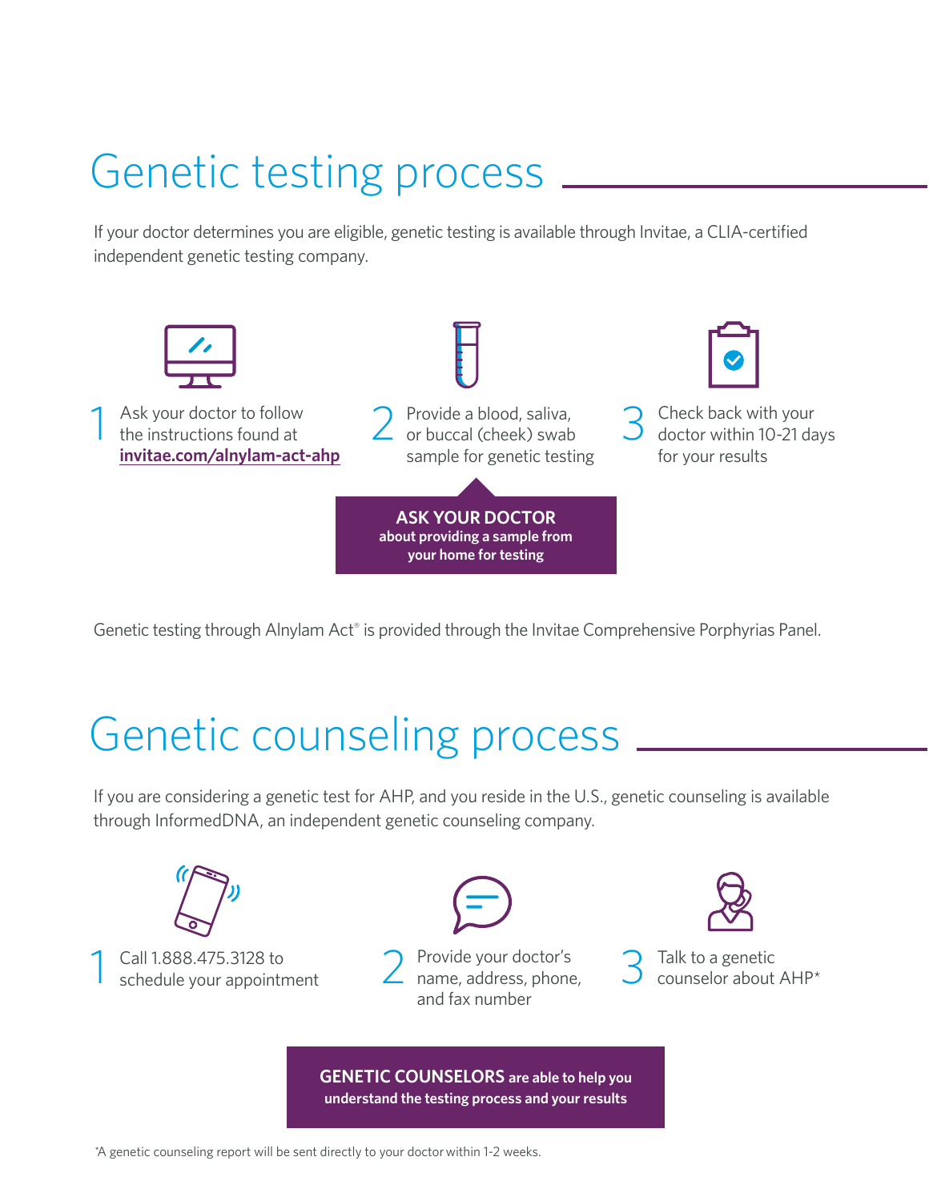# Genetic testing process

If your doctor determines you are eligible, genetic testing is available through Invitae, a CLIA-certified independent genetic testing company.

1. Ask your doctor to follow the instructions found at **invitae.com/alnylam-act-ahp**
2. Provide a blood, saliva, or buccal (cheek) swab sample for genetic testing
3. Check back with your doctor within 10-21 days for your results

**ASK YOUR DOCTOR about providing a sample from your home for testing**

Genetic testing through Alnylam Act® is provided through the Invitae Comprehensive Porphyrias Panel.

# Genetic counseling process

If you are considering a genetic test for AHP, and you reside in the U.S., genetic counseling is available through InformedDNA, an independent genetic counseling company.

1. Call 1.888.475.3128 to schedule your appointment
2. Provide your doctor's name, address, phone, and fax number
3. Talk to a genetic counselor about AHP*

**GENETIC COUNSELORS are able to help you understand the testing process and your results**

*A genetic counseling report will be sent directly to your doctor within 1-2 weeks.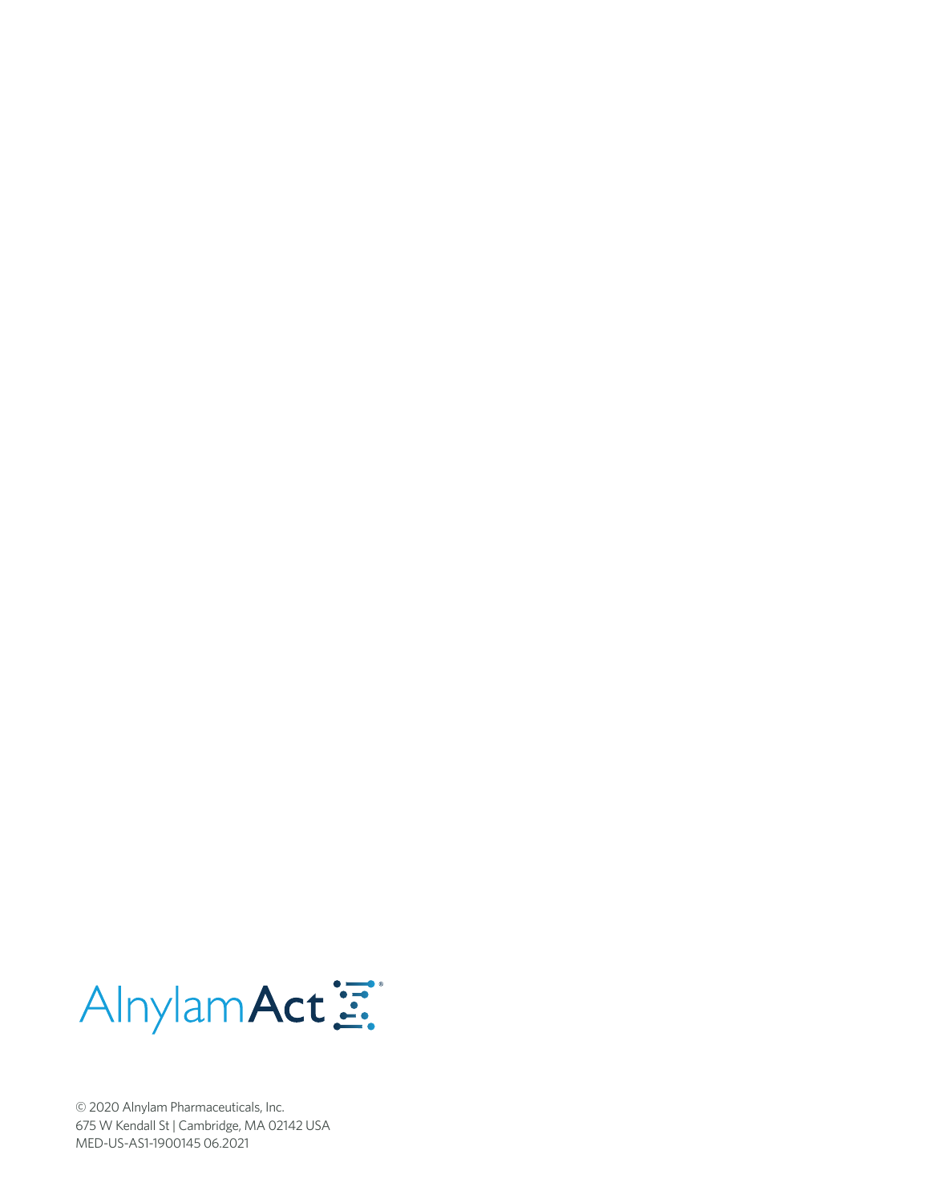AlnylamAct®

© 2020 Alnylam Pharmaceuticals, Inc.
675 W Kendall St | Cambridge, MA 02142 USA
MED-US-AS1-1900145 06.2021